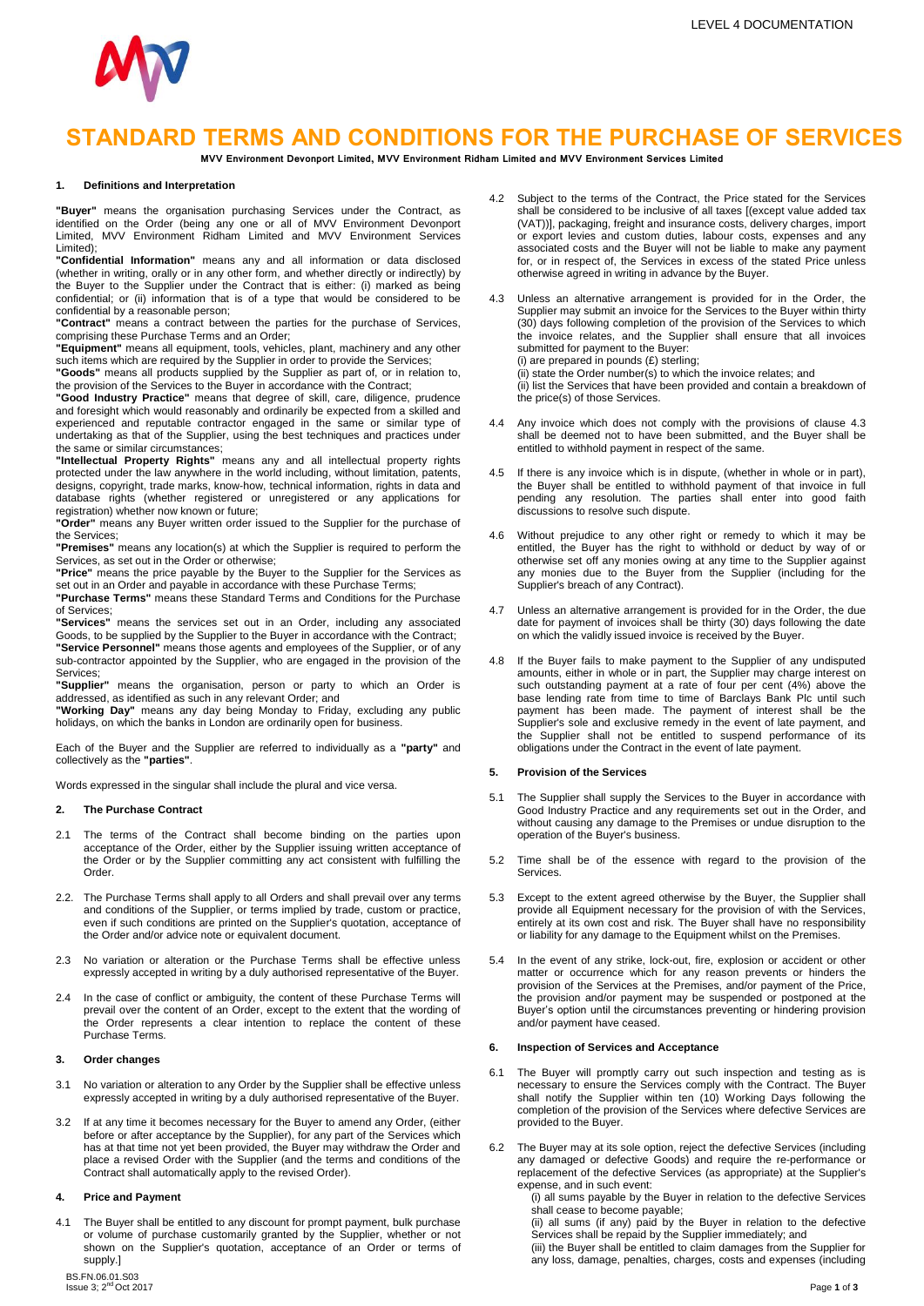# STANDARD TERMS AND CONDITIONS FOR THE PURCHASE OF SERVICES

**MVV Environment Devonport Limited, MVV Environment Ridham Limited and MVV Environment Services Limited**

## 1. Definitions and Interpretation

**"Buyer"** means the organisation purchasing Services under the Contract, as identified on the Order (being any one or all of MVV Environment Devonport Limited, MVV Environment Ridham Limited and MVV Environment Services Limited);

**"Confidential Information"** means any and all information or data disclosed (whether in writing, orally or in any other form, and whether directly or indirectly) by the Buyer to the Supplier under the Contract that is either: (i) marked as being confidential; or (ii) information that is of a type that would be considered to be confidential by a reasonable person;

**"Contract"** means a contract between the parties for the purchase of Services, comprising these Purchase Terms and an Order;

**"Equipment"** means all equipment, tools, vehicles, plant, machinery and any other such items which are required by the Supplier in order to provide the Services;

**"Goods"** means all products supplied by the Supplier as part of, or in relation to, the provision of the Services to the Buyer in accordance with the Contract;

**"Good Industry Practice"** means that degree of skill, care, diligence, prudence and foresight which would reasonably and ordinarily be expected from a skilled and experienced and reputable contractor engaged in the same or similar type of undertaking as that of the Supplier, using the best techniques and practices under the same or similar circumstances;

**"Intellectual Property Rights"** means any and all intellectual property rights protected under the law anywhere in the world including, without limitation, patents, designs, copyright, trade marks, know-how, technical information, rights in data and database rights (whether registered or unregistered or any applications for registration) whether now known or future;

**"Order"** means any Buyer written order issued to the Supplier for the purchase of the Services;

**"Premises"** means any location(s) at which the Supplier is required to perform the Services, as set out in the Order or otherwise;

**"Price"** means the price payable by the Buyer to the Supplier for the Services as set out in an Order and payable in accordance with these Purchase Terms;

**"Purchase Terms"** means these Standard Terms and Conditions for the Purchase of Services;

**"Services"** means the services set out in an Order, including any associated Goods, to be supplied by the Supplier to the Buyer in accordance with the Contract;

**"Service Personnel"** means those agents and employees of the Supplier, or of any sub-contractor appointed by the Supplier, who are engaged in the provision of the Services;

**"Supplier"** means the organisation, person or party to which an Order is addressed, as identified as such in any relevant Order; and

**"Working Day"** means any day being Monday to Friday, excluding any public holidays, on which the banks in London are ordinarily open for business.

Each of the Buyer and the Supplier are referred to individually as a **"party"** and collectively as the **"parties"**.

Words expressed in the singular shall include the plural and vice versa.

## 2. The Purchase Contract

2.1 The terms of the Contract shall become binding on the parties upon acceptance of the Order, either by the Supplier issuing written acceptance of the Order or by the Supplier committing any act consistent with fulfilling the Order.

2.2. The Purchase Terms shall apply to all Orders and shall prevail over any terms and conditions of the Supplier, or terms implied by trade, custom or practice, even if such conditions are printed on the Supplier's quotation, acceptance of the Order and/or advice note or equivalent document.

2.3 No variation or alteration or the Purchase Terms shall be effective unless expressly accepted in writing by a duly authorised representative of the Buyer.

2.4 In the case of conflict or ambiguity, the content of these Purchase Terms will prevail over the content of an Order, except to the extent that the wording of the Order represents a clear intention to replace the content of these Purchase Terms.

## 3. Order changes

3.1 No variation or alteration to any Order by the Supplier shall be effective unless expressly accepted in writing by a duly authorised representative of the Buyer.

3.2 If at any time it becomes necessary for the Buyer to amend any Order, (either before or after acceptance by the Supplier), for any part of the Services which has at that time not yet been provided, the Buyer may withdraw the Order and place a revised Order with the Supplier (and the terms and conditions of the Contract shall automatically apply to the revised Order).

## 4. Price and Payment

4.1 The Buyer shall be entitled to any discount for prompt payment, bulk purchase or volume of purchase customarily granted by the Supplier, whether or not shown on the Supplier's quotation, acceptance of an Order or terms of supply.]

4.2 Subject to the terms of the Contract, the Price stated for the Services shall be considered to be inclusive of all taxes [(except value added tax (VAT))], packaging, freight and insurance costs, delivery charges, import or export levies and custom duties, labour costs, expenses and any associated costs and the Buyer will not be liable to make any payment for, or in respect of, the Services in excess of the stated Price unless otherwise agreed in writing in advance by the Buyer.

4.3 Unless an alternative arrangement is provided for in the Order, the Supplier may submit an invoice for the Services to the Buyer within thirty (30) days following completion of the provision of the Services to which the invoice relates, and the Supplier shall ensure that all invoices submitted for payment to the Buyer:
(i) are prepared in pounds (£) sterling;
(ii) state the Order number(s) to which the invoice relates; and
(ii) list the Services that have been provided and contain a breakdown of the price(s) of those Services.

4.4 Any invoice which does not comply with the provisions of clause 4.3 shall be deemed not to have been submitted, and the Buyer shall be entitled to withhold payment in respect of the same.

4.5 If there is any invoice which is in dispute, (whether in whole or in part), the Buyer shall be entitled to withhold payment of that invoice in full pending any resolution. The parties shall enter into good faith discussions to resolve such dispute.

4.6 Without prejudice to any other right or remedy to which it may be entitled, the Buyer has the right to withhold or deduct by way of or otherwise set off any monies owing at any time to the Supplier against any monies due to the Buyer from the Supplier (including for the Supplier's breach of any Contract).

4.7 Unless an alternative arrangement is provided for in the Order, the due date for payment of invoices shall be thirty (30) days following the date on which the validly issued invoice is received by the Buyer.

4.8 If the Buyer fails to make payment to the Supplier of any undisputed amounts, either in whole or in part, the Supplier may charge interest on such outstanding payment at a rate of four per cent (4%) above the base lending rate from time to time of Barclays Bank Plc until such payment has been made. The payment of interest shall be the Supplier's sole and exclusive remedy in the event of late payment, and the Supplier shall not be entitled to suspend performance of its obligations under the Contract in the event of late payment.

## 5. Provision of the Services

5.1 The Supplier shall supply the Services to the Buyer in accordance with Good Industry Practice and any requirements set out in the Order, and without causing any damage to the Premises or undue disruption to the operation of the Buyer's business.

5.2 Time shall be of the essence with regard to the provision of the Services.

5.3 Except to the extent agreed otherwise by the Buyer, the Supplier shall provide all Equipment necessary for the provision of with the Services, entirely at its own cost and risk. The Buyer shall have no responsibility or liability for any damage to the Equipment whilst on the Premises.

5.4 In the event of any strike, lock-out, fire, explosion or accident or other matter or occurrence which for any reason prevents or hinders the provision of the Services at the Premises, and/or payment of the Price, the provision and/or payment may be suspended or postponed at the Buyer's option until the circumstances preventing or hindering provision and/or payment have ceased.

## 6. Inspection of Services and Acceptance

6.1 The Buyer will promptly carry out such inspection and testing as is necessary to ensure the Services comply with the Contract. The Buyer shall notify the Supplier within ten (10) Working Days following the completion of the provision of the Services where defective Services are provided to the Buyer.

6.2 The Buyer may at its sole option, reject the defective Services (including any damaged or defective Goods) and require the re-performance or replacement of the defective Services (as appropriate) at the Supplier's expense, and in such event:
(i) all sums payable by the Buyer in relation to the defective Services shall cease to become payable;
(ii) all sums (if any) paid by the Buyer in relation to the defective Services shall be repaid by the Supplier immediately; and
(iii) the Buyer shall be entitled to claim damages from the Supplier for any loss, damage, penalties, charges, costs and expenses (including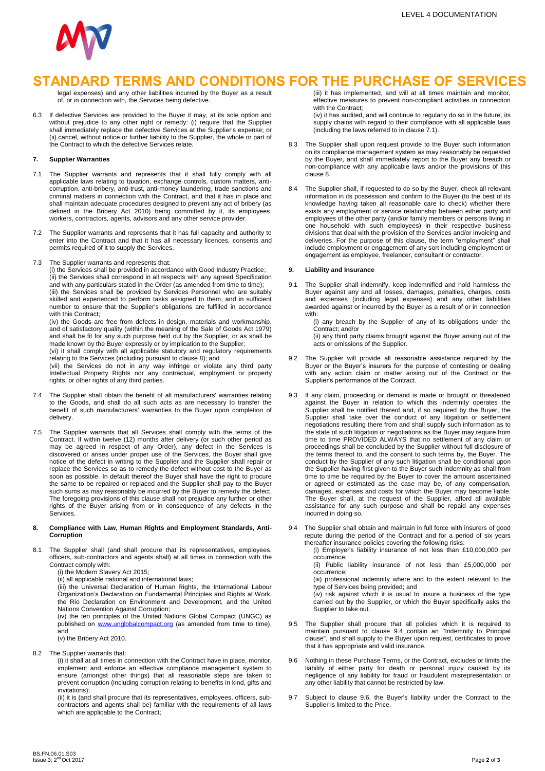legal expenses) and any other liabilities incurred by the Buyer as a result of, or in connection with, the Services being defective.

6.3 If defective Services are provided to the Buyer it may, at its sole option and without prejudice to any other right or remedy: (i) require that the Supplier shall immediately replace the defective Services at the Supplier's expense; or (ii) cancel, without notice or further liability to the Supplier, the whole or part of the Contract to which the defective Services relate.

## 7. Supplier Warranties

7.1 The Supplier warrants and represents that it shall fully comply with all applicable laws relating to taxation, exchange controls, custom matters, anti-corruption, anti-bribery, anti-trust, anti-money laundering, trade sanctions and criminal matters in connection with the Contract, and that it has in place and shall maintain adequate procedures designed to prevent any act of bribery (as defined in the Bribery Act 2010) being committed by it, its employees, workers, contractors, agents, advisors and any other service provider.

7.2 The Supplier warrants and represents that it has full capacity and authority to enter into the Contract and that it has all necessary licences, consents and permits required of it to supply the Services.

7.3 The Supplier warrants and represents that:

(i) the Services shall be provided in accordance with Good Industry Practice;
(ii) the Services shall correspond in all respects with any agreed Specification and with any particulars stated in the Order (as amended from time to time);
(iii) the Services shall be provided by Services Personnel who are suitably skilled and experienced to perform tasks assigned to them, and in sufficient number to ensure that the Supplier's obligations are fulfilled in accordance with this Contract;
(iv) the Goods are free from defects in design, materials and workmanship, and of satisfactory quality (within the meaning of the Sale of Goods Act 1979) and shall be fit for any such purpose held out by the Supplier, or as shall be made known by the Buyer expressly or by implication to the Supplier;
(vi) it shall comply with all applicable statutory and regulatory requirements relating to the Services (including pursuant to clause 8); and
(vii) the Services do not in any way infringe or violate any third party Intellectual Property Rights nor any contractual, employment or property rights, or other rights of any third parties.

7.4 The Supplier shall obtain the benefit of all manufacturers' warranties relating to the Goods, and shall do all such acts as are necessary to transfer the benefit of such manufacturers' warranties to the Buyer upon completion of delivery.

7.5 The Supplier warrants that all Services shall comply with the terms of the Contract. If within twelve (12) months after delivery (or such other period as may be agreed in respect of any Order), any defect in the Services is discovered or arises under proper use of the Services, the Buyer shall give notice of the defect in writing to the Supplier and the Supplier shall repair or replace the Services so as to remedy the defect without cost to the Buyer as soon as possible. In default thereof the Buyer shall have the right to procure the same to be repaired or replaced and the Supplier shall pay to the Buyer such sums as may reasonably be incurred by the Buyer to remedy the defect. The foregoing provisions of this clause shall not prejudice any further or other rights of the Buyer arising from or in consequence of any defects in the Services.

## 8. Compliance with Law, Human Rights and Employment Standards, Anti-Corruption

8.1 The Supplier shall (and shall procure that its representatives, employees, officers, sub-contractors and agents shall) at all times in connection with the Contract comply with:

(i) the Modern Slavery Act 2015;
(ii) all applicable national and international laws;
(iii) the Universal Declaration of Human Rights, the International Labour Organization's Declaration on Fundamental Principles and Rights at Work, the Rio Declaration on Environment and Development, and the United Nations Convention Against Corruption;
(iv) the ten principles of the United Nations Global Compact (UNGC) as published on www.unglobalcompact.org (as amended from time to time), and
(v) the Bribery Act 2010.

8.2 The Supplier warrants that:

(i) it shall at all times in connection with the Contract have in place, monitor, implement and enforce an effective compliance management system to ensure (amongst other things) that all reasonable steps are taken to prevent corruption (including corruption relating to benefits in kind, gifts and invitations);
(ii) it is (and shall procure that its representatives, employees, officers, sub-contractors and agents shall be) familiar with the requirements of all laws which are applicable to the Contract;
(iii) it has implemented, and will at all times maintain and monitor, effective measures to prevent non-compliant activities in connection with the Contract;
(iv) it has audited, and will continue to regularly do so in the future, its supply chains with regard to their compliance with all applicable laws (including the laws referred to in clause 7.1).

8.3 The Supplier shall upon request provide to the Buyer such information on its compliance management system as may reasonably be requested by the Buyer, and shall immediately report to the Buyer any breach or non-compliance with any applicable laws and/or the provisions of this clause 8.

8.4 The Supplier shall, if requested to do so by the Buyer, check all relevant information in its possession and confirm to the Buyer (to the best of its knowledge having taken all reasonable care to check) whether there exists any employment or service relationship between either party and employees of the other party (and/or family members or persons living in one household with such employees) in their respective business divisions that deal with the provision of the Services and/or invoicing and deliveries. For the purpose of this clause, the term "employment" shall include employment or engagement of any sort including employment or engagement as employee, freelancer, consultant or contractor.

## 9. Liability and Insurance

9.1 The Supplier shall indemnify, keep indemnified and hold harmless the Buyer against any and all losses, damages, penalties, charges, costs and expenses (including legal expenses) and any other liabilities awarded against or incurred by the Buyer as a result of or in connection with:

(i) any breach by the Supplier of any of its obligations under the Contract; and/or
(ii) any third party claims brought against the Buyer arising out of the acts or omissions of the Supplier.

9.2 The Supplier will provide all reasonable assistance required by the Buyer or the Buyer's insurers for the purpose of contesting or dealing with any action claim or matter arising out of the Contract or the Supplier's performance of the Contract.

9.3 If any claim, proceeding or demand is made or brought or threatened against the Buyer in relation to which this indemnity operates the Supplier shall be notified thereof and, if so required by the Buyer, the Supplier shall take over the conduct of any litigation or settlement negotiations resulting there from and shall supply such information as to the state of such litigation or negotiations as the Buyer may require from time to time PROVIDED ALWAYS that no settlement of any claim or proceedings shall be concluded by the Supplier without full disclosure of the terms thereof to, and the consent to such terms by, the Buyer. The conduct by the Supplier of any such litigation shall be conditional upon the Supplier having first given to the Buyer such indemnity as shall from time to time be required by the Buyer to cover the amount ascertained or agreed or estimated as the case may be, of any compensation, damages, expenses and costs for which the Buyer may become liable. The Buyer shall, at the request of the Supplier, afford all available assistance for any such purpose and shall be repaid any expenses incurred in doing so.

9.4 The Supplier shall obtain and maintain in full force with insurers of good repute during the period of the Contract and for a period of six years thereafter insurance policies covering the following risks:

(i) Employer's liability insurance of not less than £10,000,000 per occurrence;
(ii) Public liability insurance of not less than £5,000,000 per occurrence;
(iii) professional indemnity where and to the extent relevant to the type of Services being provided; and
(iv) risk against which it is usual to insure a business of the type carried out by the Supplier, or which the Buyer specifically asks the Supplier to take out.

9.5 The Supplier shall procure that all policies which it is required to maintain pursuant to clause 9.4 contain an "Indemnity to Principal clause", and shall supply to the Buyer upon request, certificates to prove that it has appropriate and valid insurance.

9.6 Nothing in these Purchase Terms, or the Contract, excludes or limits the liability of either party for death or personal injury caused by its negligence of any liability for fraud or fraudulent misrepresentation or any other liability that cannot be restricted by law.

9.7 Subject to clause 9.6, the Buyer's liability under the Contract to the Supplier is limited to the Price.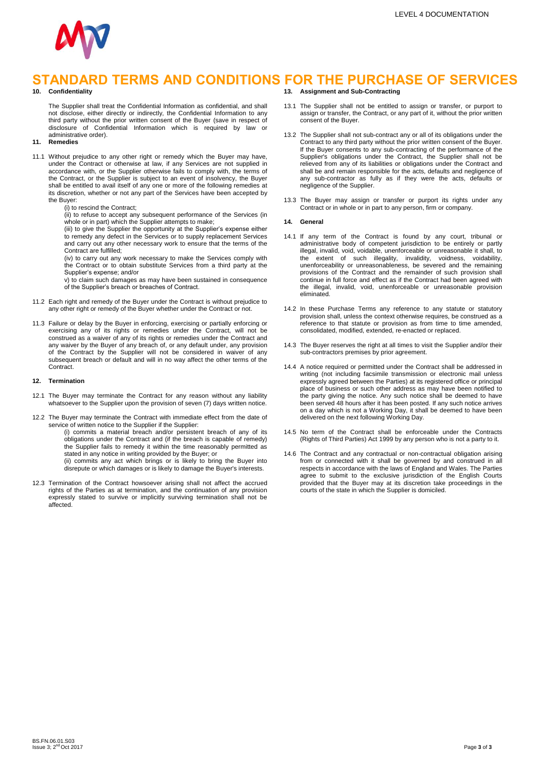# STANDARD TERMS AND CONDITIONS FOR THE PURCHASE OF SERVICES

**10. Confidentiality**

The Supplier shall treat the Confidential Information as confidential, and shall not disclose, either directly or indirectly, the Confidential Information to any third party without the prior written consent of the Buyer (save in respect of disclosure of Confidential Information which is required by law or administrative order).

**11. Remedies**

11.1 Without prejudice to any other right or remedy which the Buyer may have, under the Contract or otherwise at law, if any Services are not supplied in accordance with, or the Supplier otherwise fails to comply with, the terms of the Contract, or the Supplier is subject to an event of insolvency, the Buyer shall be entitled to avail itself of any one or more of the following remedies at its discretion, whether or not any part of the Services have been accepted by the Buyer:

(i) to rescind the Contract;

(ii) to refuse to accept any subsequent performance of the Services (in whole or in part) which the Supplier attempts to make;

(iii) to give the Supplier the opportunity at the Supplier's expense either to remedy any defect in the Services or to supply replacement Services and carry out any other necessary work to ensure that the terms of the Contract are fulfilled;

(iv) to carry out any work necessary to make the Services comply with the Contract or to obtain substitute Services from a third party at the Supplier's expense; and/or

v) to claim such damages as may have been sustained in consequence of the Supplier's breach or breaches of Contract.

11.2 Each right and remedy of the Buyer under the Contract is without prejudice to any other right or remedy of the Buyer whether under the Contract or not.

11.3 Failure or delay by the Buyer in enforcing, exercising or partially enforcing or exercising any of its rights or remedies under the Contract, will not be construed as a waiver of any of its rights or remedies under the Contract and any waiver by the Buyer of any breach of, or any default under, any provision of the Contract by the Supplier will not be considered in waiver of any subsequent breach or default and will in no way affect the other terms of the Contract.

**12. Termination**

12.1 The Buyer may terminate the Contract for any reason without any liability whatsoever to the Supplier upon the provision of seven (7) days written notice.

12.2 The Buyer may terminate the Contract with immediate effect from the date of service of written notice to the Supplier if the Supplier:

(i) commits a material breach and/or persistent breach of any of its obligations under the Contract and (if the breach is capable of remedy) the Supplier fails to remedy it within the time reasonably permitted as stated in any notice in writing provided by the Buyer; or

(ii) commits any act which brings or is likely to bring the Buyer into disrepute or which damages or is likely to damage the Buyer's interests.

12.3 Termination of the Contract howsoever arising shall not affect the accrued rights of the Parties as at termination, and the continuation of any provision expressly stated to survive or implicitly surviving termination shall not be affected.

**13. Assignment and Sub-Contracting**

13.1 The Supplier shall not be entitled to assign or transfer, or purport to assign or transfer, the Contract, or any part of it, without the prior written consent of the Buyer.

13.2 The Supplier shall not sub-contract any or all of its obligations under the Contract to any third party without the prior written consent of the Buyer. If the Buyer consents to any sub-contracting of the performance of the Supplier's obligations under the Contract, the Supplier shall not be relieved from any of its liabilities or obligations under the Contract and shall be and remain responsible for the acts, defaults and negligence of any sub-contractor as fully as if they were the acts, defaults or negligence of the Supplier.

13.3 The Buyer may assign or transfer or purport its rights under any Contract or in whole or in part to any person, firm or company.

**14. General**

14.1 If any term of the Contract is found by any court, tribunal or administrative body of competent jurisdiction to be entirely or partly illegal, invalid, void, voidable, unenforceable or unreasonable it shall, to the extent of such illegality, invalidity, voidness, voidability, unenforceability or unreasonableness, be severed and the remaining provisions of the Contract and the remainder of such provision shall continue in full force and effect as if the Contract had been agreed with the illegal, invalid, void, unenforceable or unreasonable provision eliminated.

14.2 In these Purchase Terms any reference to any statute or statutory provision shall, unless the context otherwise requires, be construed as a reference to that statute or provision as from time to time amended, consolidated, modified, extended, re-enacted or replaced.

14.3 The Buyer reserves the right at all times to visit the Supplier and/or their sub-contractors premises by prior agreement.

14.4 A notice required or permitted under the Contract shall be addressed in writing (not including facsimile transmission or electronic mail unless expressly agreed between the Parties) at its registered office or principal place of business or such other address as may have been notified to the party giving the notice. Any such notice shall be deemed to have been served 48 hours after it has been posted. If any such notice arrives on a day which is not a Working Day, it shall be deemed to have been delivered on the next following Working Day.

14.5 No term of the Contract shall be enforceable under the Contracts (Rights of Third Parties) Act 1999 by any person who is not a party to it.

14.6 The Contract and any contractual or non-contractual obligation arising from or connected with it shall be governed by and construed in all respects in accordance with the laws of England and Wales. The Parties agree to submit to the exclusive jurisdiction of the English Courts provided that the Buyer may at its discretion take proceedings in the courts of the state in which the Supplier is domiciled.